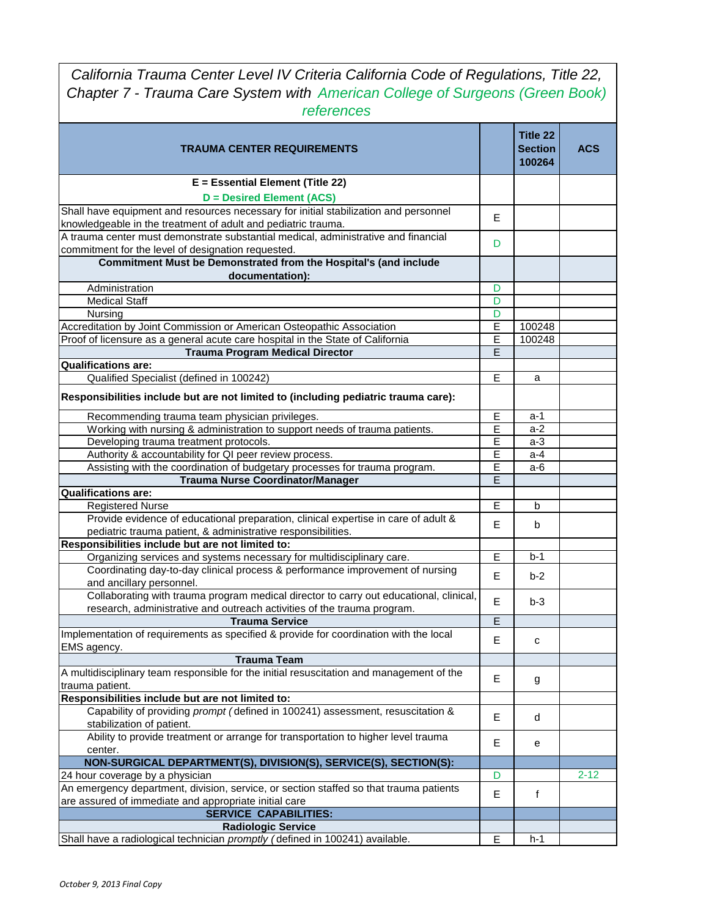# California Trauma Center Level IV Criteria California Code of Regulations, Title 22, Chapter 7 - Trauma Care System with American College of Surgeons (Green Book) references

| TRAUMA CENTER REQUIREMENTS | | Title 22 Section 100264 | ACS |
|---|---|---|---|
| **E = Essential Element (Title 22)** **D = Desired Element (ACS)** | | | |
| Shall have equipment and resources necessary for initial stabilization and personnel knowledgeable in the treatment of adult and pediatric trauma. | E | | |
| A trauma center must demonstrate substantial medical, administrative and financial commitment for the level of designation requested. | D | | |
| **Commitment Must be Demonstrated from the Hospital's (and include documentation):** | | | |
| Administration | D | | |
| Medical Staff | D | | |
| Nursing | D | | |
| Accreditation by Joint Commission or American Osteopathic Association | E | 100248 | |
| Proof of licensure as a general acute care hospital in the State of California | E | 100248 | |
| **Trauma Program Medical Director** | E | | |
| **Qualifications are:** | | | |
| Qualified Specialist (defined in 100242) | E | a | |
| **Responsibilities include but are not limited to (including pediatric trauma care):** | | | |
| Recommending trauma team physician privileges. | E | a-1 | |
| Working with nursing & administration to support needs of trauma patients. | E | a-2 | |
| Developing trauma treatment protocols. | E | a-3 | |
| Authority & accountability for QI peer review process. | E | a-4 | |
| Assisting with the coordination of budgetary processes for trauma program. | E | a-6 | |
| **Trauma Nurse Coordinator/Manager** | E | | |
| **Qualifications are:** | | | |
| Registered Nurse | E | b | |
| Provide evidence of educational preparation, clinical expertise in care of adult & pediatric trauma patient, & administrative responsibilities. | E | b | |
| **Responsibilities include but are not limited to:** | | | |
| Organizing services and systems necessary for multidisciplinary care. | E | b-1 | |
| Coordinating day-to-day clinical process & performance improvement of nursing and ancillary personnel. | E | b-2 | |
| Collaborating with trauma program medical director to carry out educational, clinical, research, administrative and outreach activities of the trauma program. | E | b-3 | |
| **Trauma Service** | E | | |
| Implementation of requirements as specified & provide for coordination with the local EMS agency. | E | c | |
| **Trauma Team** | | | |
| A multidisciplinary team responsible for the initial resuscitation and management of the trauma patient. | E | g | |
| **Responsibilities include but are not limited to:** | | | |
| Capability of providing *prompt* (defined in 100241) assessment, resuscitation & stabilization of patient. | E | d | |
| Ability to provide treatment or arrange for transportation to higher level trauma center. | E | e | |
| **NON-SURGICAL DEPARTMENT(S), DIVISION(S), SERVICE(S), SECTION(S):** | | | |
| 24 hour coverage by a physician | D | | 2-12 |
| An emergency department, division, service, or section staffed so that trauma patients are assured of immediate and appropriate initial care | E | f | |
| **SERVICE CAPABILITIES:** | | | |
| **Radiologic Service** | | | |
| Shall have a radiological technician *promptly* (defined in 100241) available. | E | h-1 | |

*October 9, 2013 Final Copy*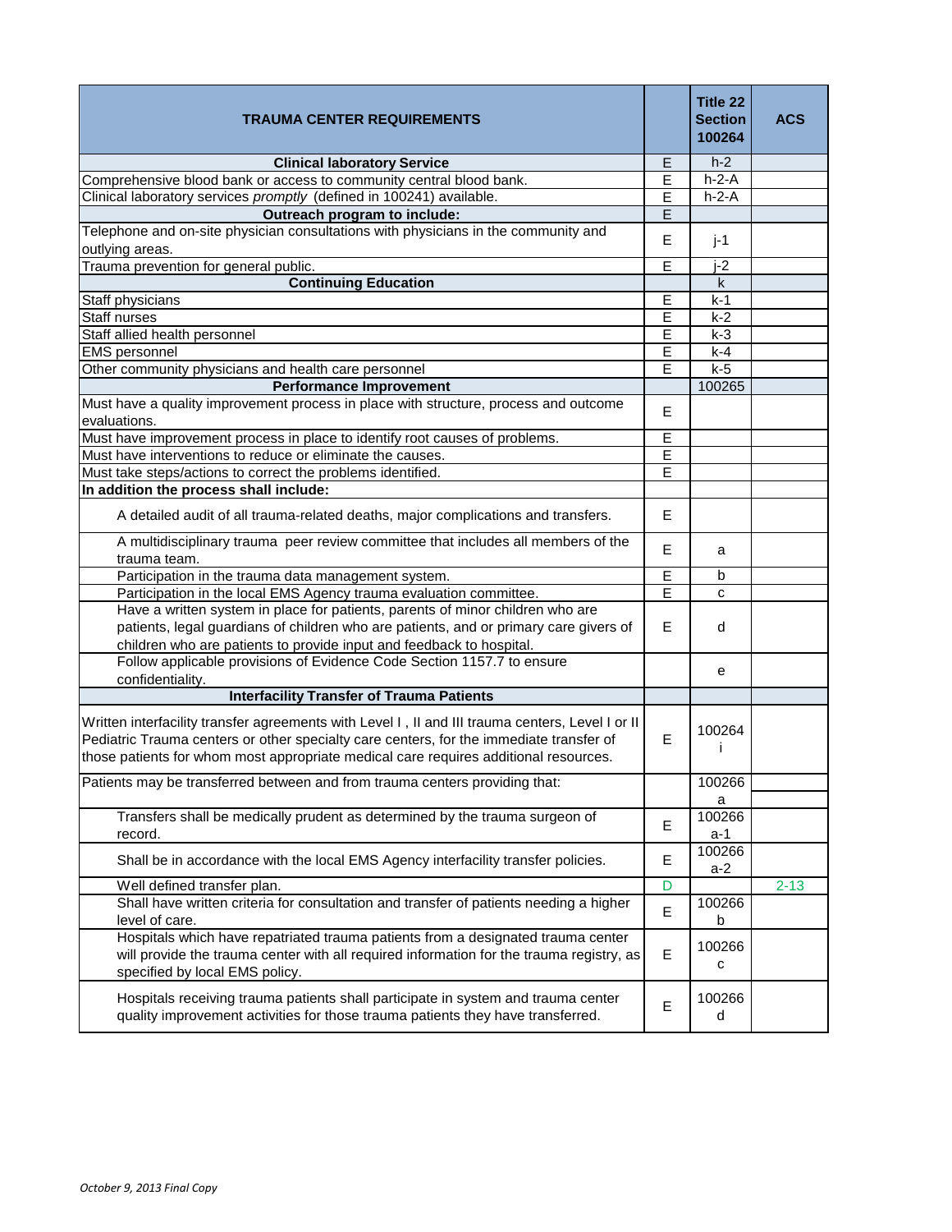| TRAUMA CENTER REQUIREMENTS | | Title 22 Section 100264 | ACS |
|---|---|---|---|
| **Clinical laboratory Service** | E | h-2 | |
| Comprehensive blood bank or access to community central blood bank. | E | h-2-A | |
| Clinical laboratory services *promptly* (defined in 100241) available. | E | h-2-A | |
| **Outreach program to include:** | E | | |
| Telephone and on-site physician consultations with physicians in the community and outlying areas. | E | j-1 | |
| Trauma prevention for general public. | E | j-2 | |
| **Continuing Education** | | k | |
| Staff physicians | E | k-1 | |
| Staff nurses | E | k-2 | |
| Staff allied health personnel | E | k-3 | |
| EMS personnel | E | k-4 | |
| Other community physicians and health care personnel | E | k-5 | |
| **Performance Improvement** | | 100265 | |
| Must have a quality improvement process in place with structure, process and outcome evaluations. | E | | |
| Must have improvement process in place to identify root causes of problems. | E | | |
| Must have interventions to reduce or eliminate the causes. | E | | |
| Must take steps/actions to correct the problems identified. | E | | |
| **In addition the process shall include:** | | | |
| A detailed audit of all trauma-related deaths, major complications and transfers. | E | | |
| A multidisciplinary trauma peer review committee that includes all members of the trauma team. | E | a | |
| Participation in the trauma data management system. | E | b | |
| Participation in the local EMS Agency trauma evaluation committee. | E | c | |
| Have a written system in place for patients, parents of minor children who are patients, legal guardians of children who are patients, and or primary care givers of children who are patients to provide input and feedback to hospital. | E | d | |
| Follow applicable provisions of Evidence Code Section 1157.7 to ensure confidentiality. | | e | |
| **Interfacility Transfer of Trauma Patients** | | | |
| Written interfacility transfer agreements with Level I , II and III trauma centers, Level I or II Pediatric Trauma centers or other specialty care centers, for the immediate transfer of those patients for whom most appropriate medical care requires additional resources. | E | 100264 i | |
| Patients may be transferred between and from trauma centers providing that: | | 100266 a | |
| Transfers shall be medically prudent as determined by the trauma surgeon of record. | E | 100266 a-1 | |
| Shall be in accordance with the local EMS Agency interfacility transfer policies. | E | 100266 a-2 | |
| Well defined transfer plan. | D | | 2-13 |
| Shall have written criteria for consultation and transfer of patients needing a higher level of care. | E | 100266 b | |
| Hospitals which have repatriated trauma patients from a designated trauma center will provide the trauma center with all required information for the trauma registry, as specified by local EMS policy. | E | 100266 c | |
| Hospitals receiving trauma patients shall participate in system and trauma center quality improvement activities for those trauma patients they have transferred. | E | 100266 d | |

*October 9, 2013 Final Copy*